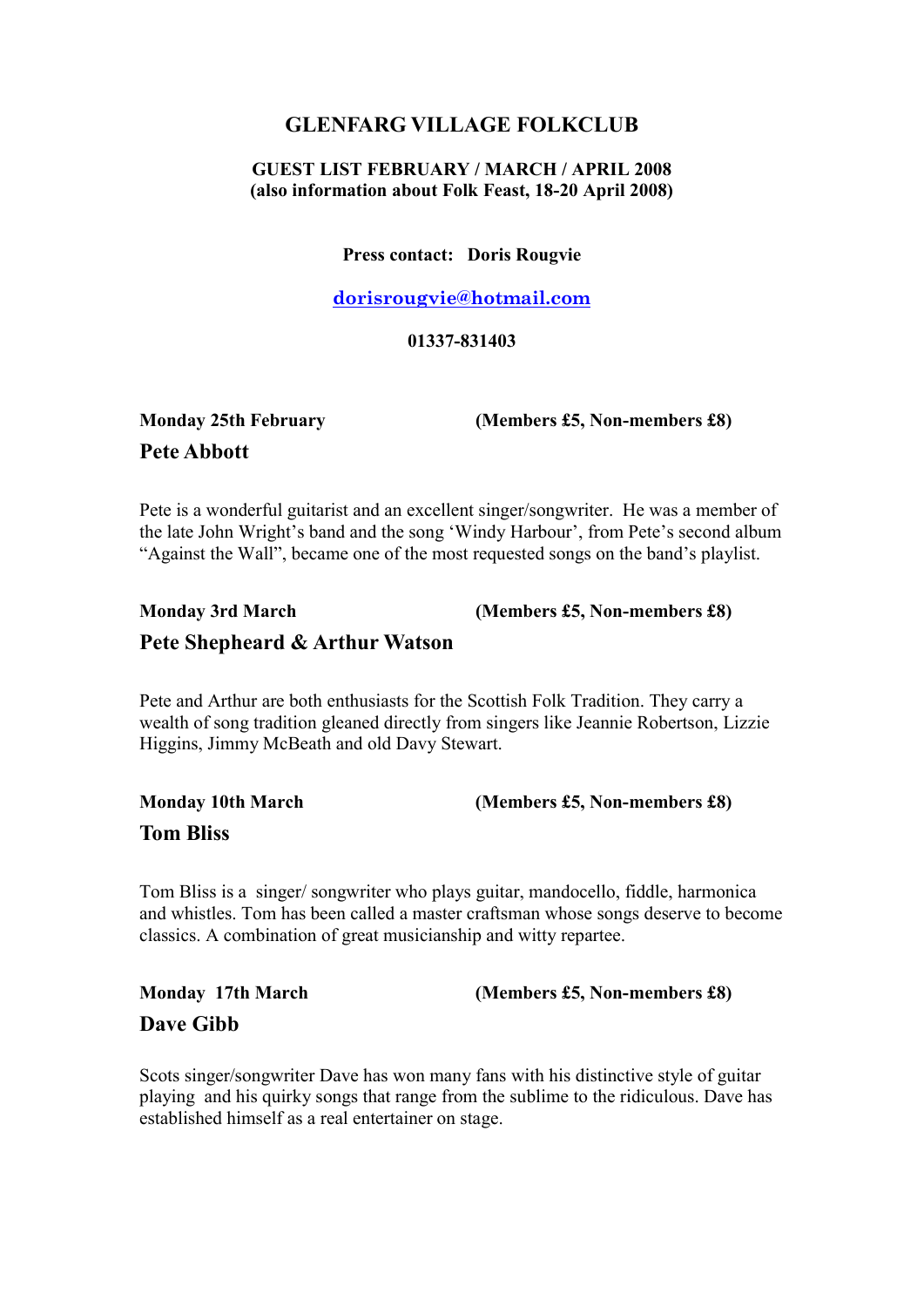# GLENFARG VILLAGE FOLKCLUB

**GUEST LIST FEBRUARY / MARCH / APRIL 2008**
**(also information about Folk Feast, 18-20 April 2008)**

**Press contact: Doris Rougvie**

**dorisrougvie@hotmail.com**

**01337-831403**

**Monday 25th February** **(Members £5, Non-members £8)**

## Pete Abbott

Pete is a wonderful guitarist and an excellent singer/songwriter. He was a member of the late John Wright's band and the song 'Windy Harbour', from Pete's second album "Against the Wall", became one of the most requested songs on the band's playlist.

**Monday 3rd March** **(Members £5, Non-members £8)**

## Pete Shepheard & Arthur Watson

Pete and Arthur are both enthusiasts for the Scottish Folk Tradition. They carry a wealth of song tradition gleaned directly from singers like Jeannie Robertson, Lizzie Higgins, Jimmy McBeath and old Davy Stewart.

**Monday 10th March** **(Members £5, Non-members £8)**

## Tom Bliss

Tom Bliss is a singer/ songwriter who plays guitar, mandocello, fiddle, harmonica and whistles. Tom has been called a master craftsman whose songs deserve to become classics. A combination of great musicianship and witty repartee.

**Monday 17th March** **(Members £5, Non-members £8)**

## Dave Gibb

Scots singer/songwriter Dave has won many fans with his distinctive style of guitar playing and his quirky songs that range from the sublime to the ridiculous. Dave has established himself as a real entertainer on stage.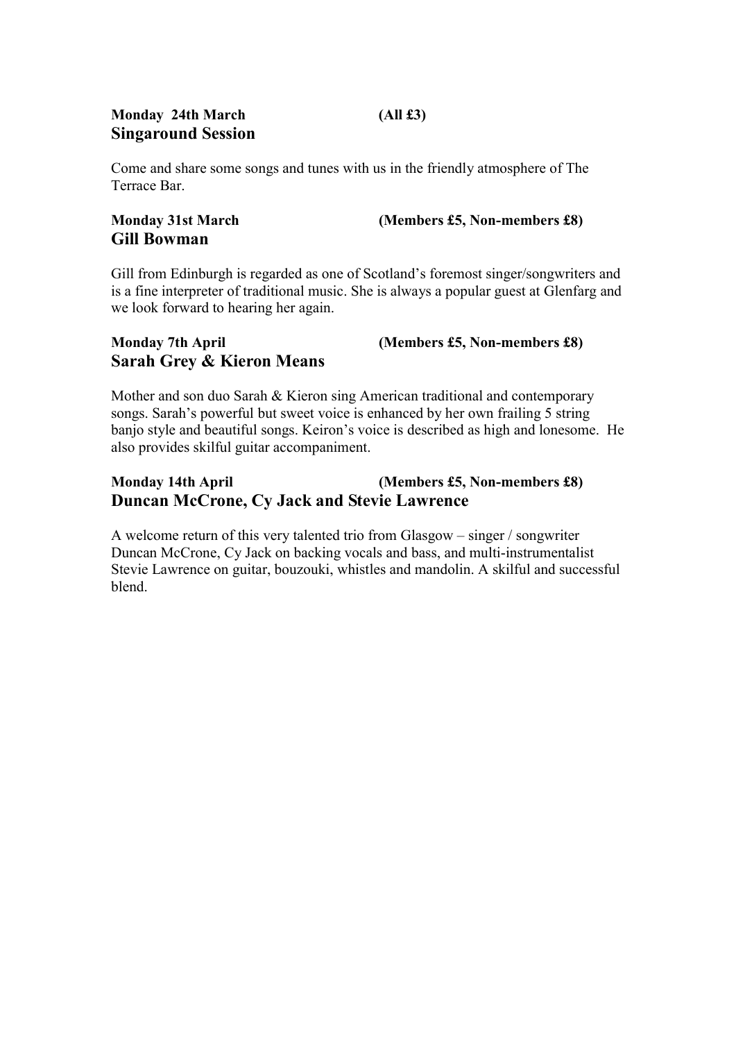**Monday 24th March** **(All £3)**

## Singaround Session

Come and share some songs and tunes with us in the friendly atmosphere of The Terrace Bar.

**Monday 31st March** **(Members £5, Non-members £8)**

## Gill Bowman

Gill from Edinburgh is regarded as one of Scotland's foremost singer/songwriters and is a fine interpreter of traditional music. She is always a popular guest at Glenfarg and we look forward to hearing her again.

**Monday 7th April** **(Members £5, Non-members £8)**

## Sarah Grey & Kieron Means

Mother and son duo Sarah & Kieron sing American traditional and contemporary songs. Sarah's powerful but sweet voice is enhanced by her own frailing 5 string banjo style and beautiful songs. Keiron's voice is described as high and lonesome. He also provides skilful guitar accompaniment.

**Monday 14th April** **(Members £5, Non-members £8)**

## Duncan McCrone, Cy Jack and Stevie Lawrence

A welcome return of this very talented trio from Glasgow – singer / songwriter Duncan McCrone, Cy Jack on backing vocals and bass, and multi-instrumentalist Stevie Lawrence on guitar, bouzouki, whistles and mandolin. A skilful and successful blend.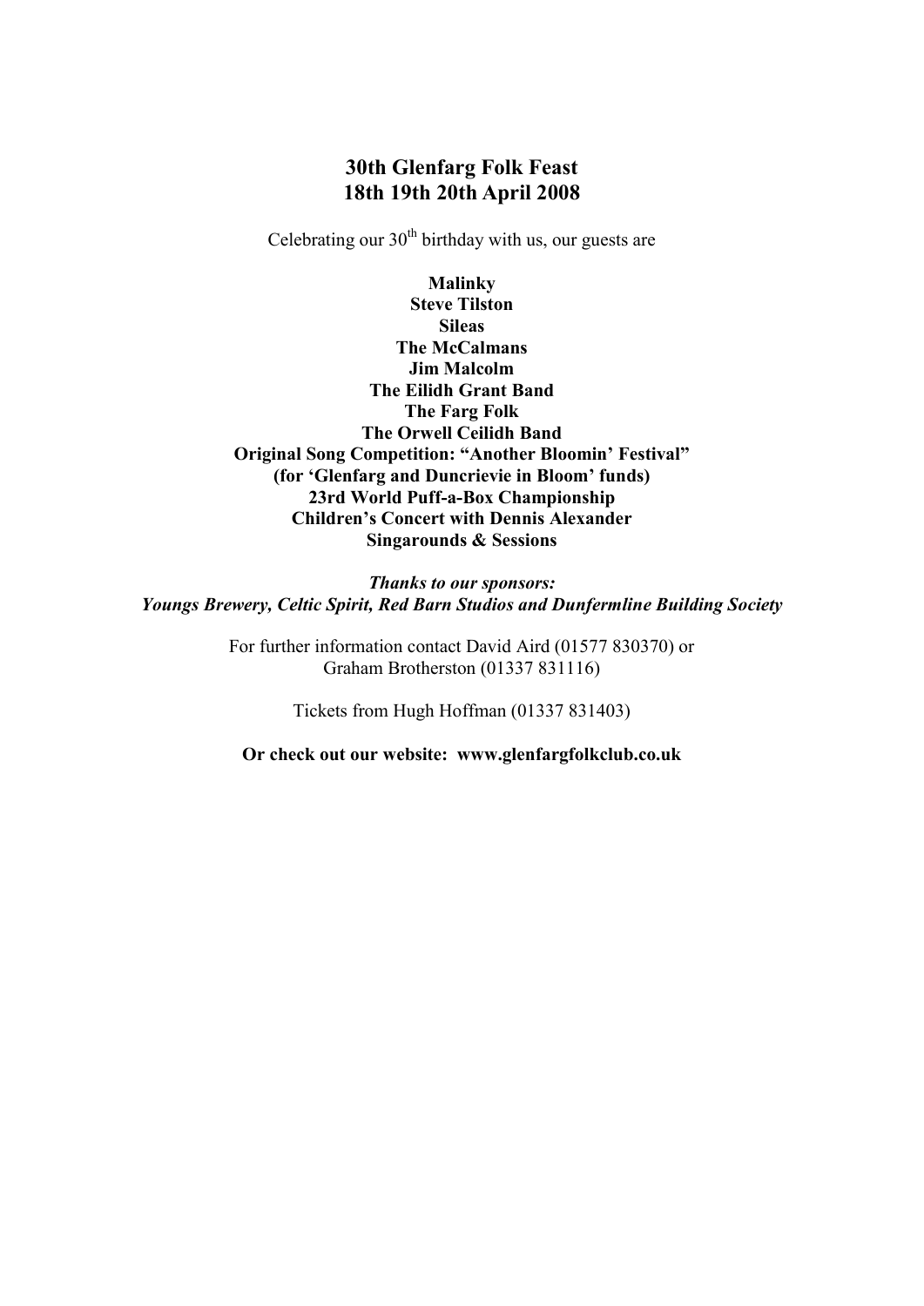# 30th Glenfarg Folk Feast
# 18th 19th 20th April 2008

Celebrating our 30th birthday with us, our guests are

**Malinky**
**Steve Tilston**
**Sileas**
**The McCalmans**
**Jim Malcolm**
**The Eilidh Grant Band**
**The Farg Folk**
**The Orwell Ceilidh Band**
**Original Song Competition: "Another Bloomin' Festival"**
**(for 'Glenfarg and Duncrievie in Bloom' funds)**
**23rd World Puff-a-Box Championship**
**Children's Concert with Dennis Alexander**
**Singarounds & Sessions**

***Thanks to our sponsors:***
***Youngs Brewery, Celtic Spirit, Red Barn Studios and Dunfermline Building Society***

For further information contact David Aird (01577 830370) or
Graham Brotherston (01337 831116)

Tickets from Hugh Hoffman (01337 831403)

**Or check out our website: www.glenfargfolkclub.co.uk**